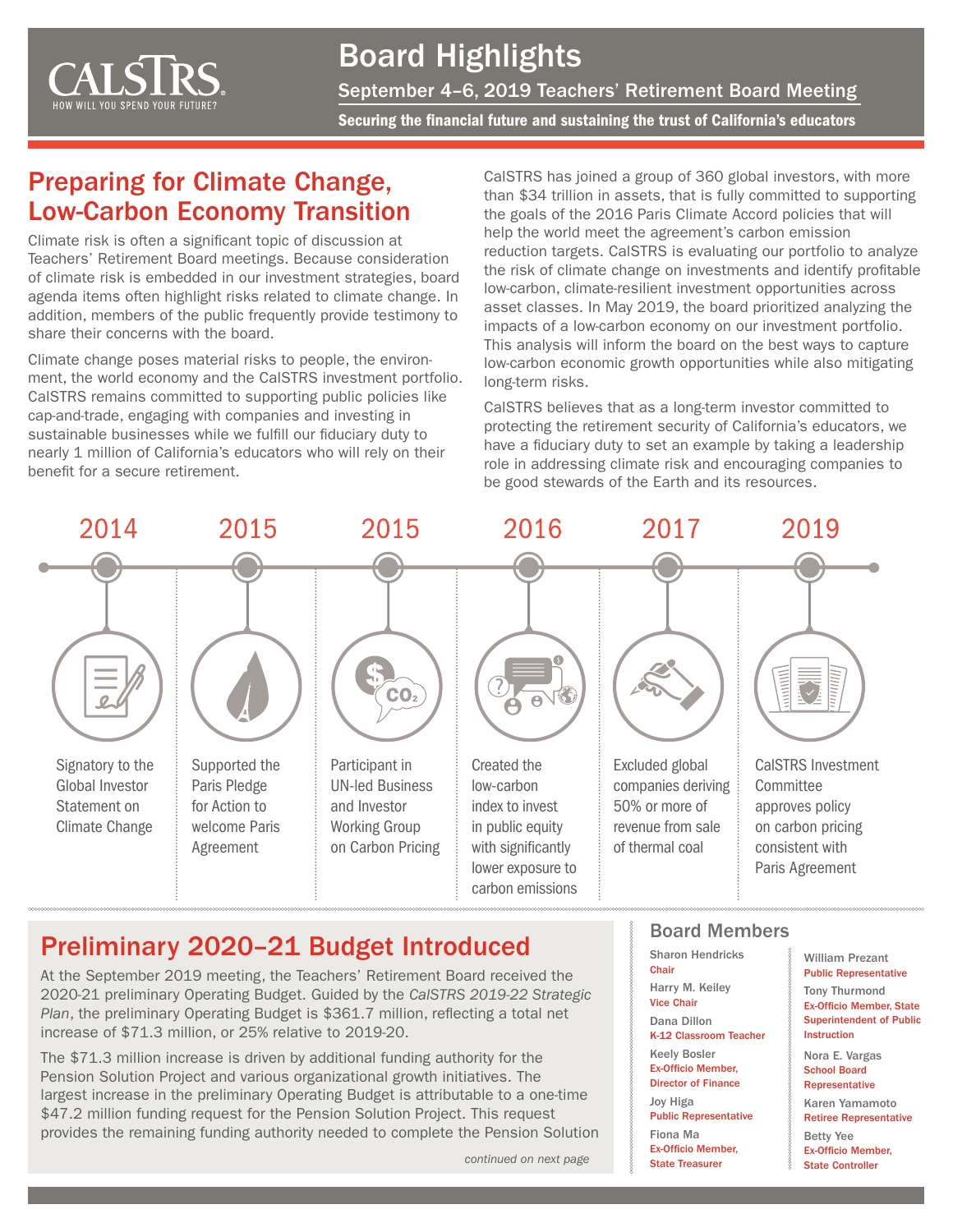# Board Highlights

## September 4–6, 2019 Teachers' Retirement Board Meeting

**Securing the financial future and sustaining the trust of California's educators**

## Preparing for Climate Change, Low-Carbon Economy Transition

Climate risk is often a significant topic of discussion at Teachers' Retirement Board meetings. Because consideration of climate risk is embedded in our investment strategies, board agenda items often highlight risks related to climate change. In addition, members of the public frequently provide testimony to share their concerns with the board.

Climate change poses material risks to people, the environment, the world economy and the CalSTRS investment portfolio. CalSTRS remains committed to supporting public policies like cap-and-trade, engaging with companies and investing in sustainable businesses while we fulfill our fiduciary duty to nearly 1 million of California's educators who will rely on their benefit for a secure retirement.

CalSTRS has joined a group of 360 global investors, with more than $34 trillion in assets, that is fully committed to supporting the goals of the 2016 Paris Climate Accord policies that will help the world meet the agreement's carbon emission reduction targets. CalSTRS is evaluating our portfolio to analyze the risk of climate change on investments and identify profitable low-carbon, climate-resilient investment opportunities across asset classes. In May 2019, the board prioritized analyzing the impacts of a low-carbon economy on our investment portfolio. This analysis will inform the board on the best ways to capture low-carbon economic growth opportunities while also mitigating long-term risks.

CalSTRS believes that as a long-term investor committed to protecting the retirement security of California's educators, we have a fiduciary duty to set an example by taking a leadership role in addressing climate risk and encouraging companies to be good stewards of the Earth and its resources.

- **2014** – Signatory to the Global Investor Statement on Climate Change
- **2015** – Supported the Paris Pledge for Action to welcome Paris Agreement
- **2015** – Participant in UN-led Business and Investor Working Group on Carbon Pricing
- **2016** – Created the low-carbon index to invest in public equity with significantly lower exposure to carbon emissions
- **2017** – Excluded global companies deriving 50% or more of revenue from sale of thermal coal
- **2019** – CalSTRS Investment Committee approves policy on carbon pricing consistent with Paris Agreement

## Preliminary 2020–21 Budget Introduced

At the September 2019 meeting, the Teachers' Retirement Board received the 2020-21 preliminary Operating Budget. Guided by the *CalSTRS 2019-22 Strategic Plan*, the preliminary Operating Budget is $361.7 million, reflecting a total net increase of $71.3 million, or 25% relative to 2019-20.

The $71.3 million increase is driven by additional funding authority for the Pension Solution Project and various organizational growth initiatives. The largest increase in the preliminary Operating Budget is attributable to a one-time $47.2 million funding request for the Pension Solution Project. This request provides the remaining funding authority needed to complete the Pension Solution

*continued on next page*

### Board Members

- **Sharon Hendricks** – Chair
- **Harry M. Keiley** – Vice Chair
- **Dana Dillon** – K-12 Classroom Teacher
- **Keely Bosler** – Ex-Officio Member, Director of Finance
- **Joy Higa** – Public Representative
- **Fiona Ma** – Ex-Officio Member, State Treasurer
- **William Prezant** – Public Representative
- **Tony Thurmond** – Ex-Officio Member, State Superintendent of Public Instruction
- **Nora E. Vargas** – School Board Representative
- **Karen Yamamoto** – Retiree Representative
- **Betty Yee** – Ex-Officio Member, State Controller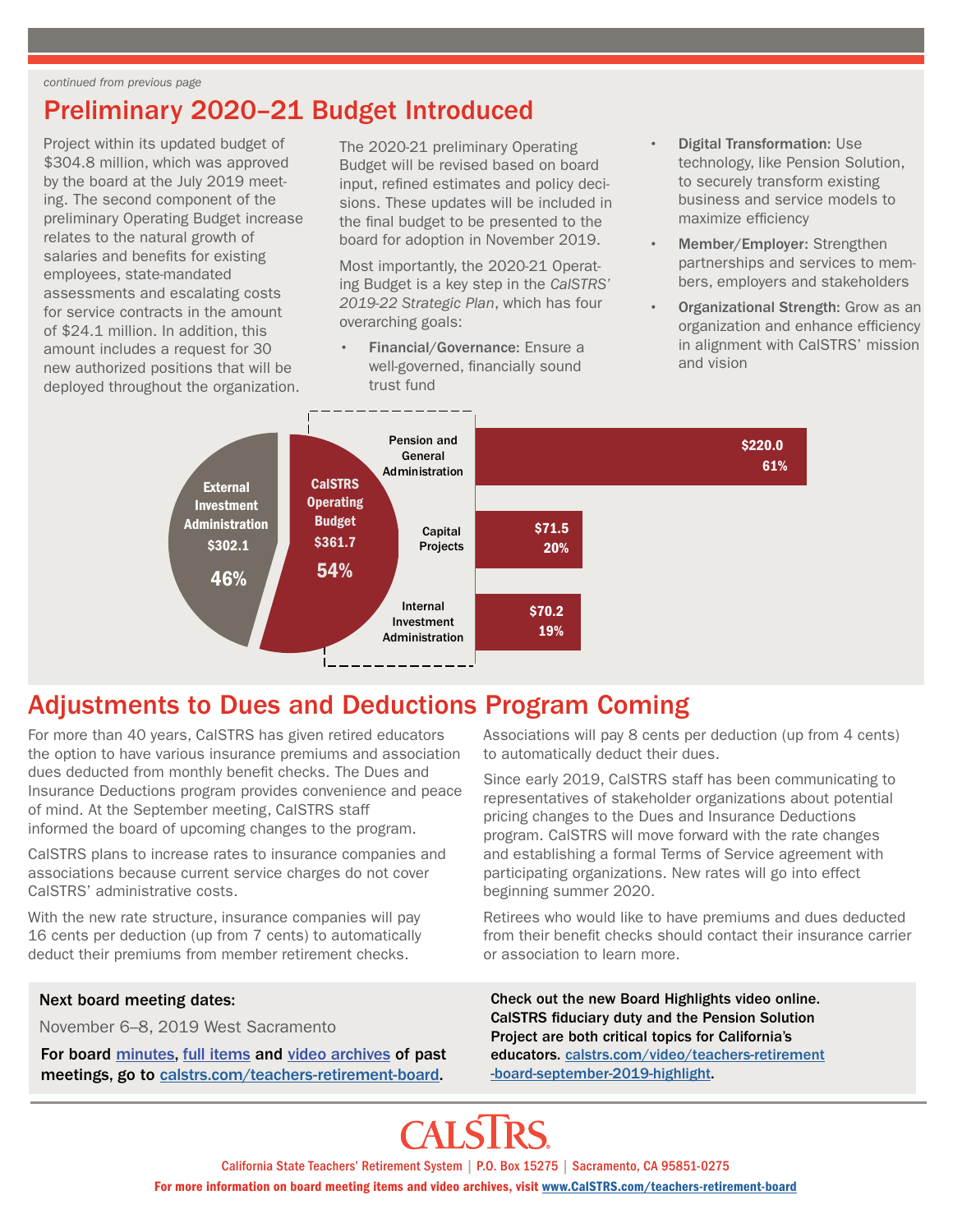*continued from previous page*

# Preliminary 2020–21 Budget Introduced

Project within its updated budget of $304.8 million, which was approved by the board at the July 2019 meeting. The second component of the preliminary Operating Budget increase relates to the natural growth of salaries and benefits for existing employees, state-mandated assessments and escalating costs for service contracts in the amount of $24.1 million. In addition, this amount includes a request for 30 new authorized positions that will be deployed throughout the organization.

The 2020-21 preliminary Operating Budget will be revised based on board input, refined estimates and policy decisions. These updates will be included in the final budget to be presented to the board for adoption in November 2019.

Most importantly, the 2020-21 Operating Budget is a key step in the *CalSTRS' 2019-22 Strategic Plan*, which has four overarching goals:

- **Financial/Governance:** Ensure a well-governed, financially sound trust fund
- **Digital Transformation:** Use technology, like Pension Solution, to securely transform existing business and service models to maximize efficiency
- **Member/Employer:** Strengthen partnerships and services to members, employers and stakeholders
- **Organizational Strength:** Grow as an organization and enhance efficiency in alignment with CalSTRS' mission and vision

External Investment Administration $302.1 46%

CalSTRS Operating Budget $361.7 54%

Pension and General Administration $220.0 61%

Capital Projects $71.5 20%

Internal Investment Administration $70.2 19%

# Adjustments to Dues and Deductions Program Coming

For more than 40 years, CalSTRS has given retired educators the option to have various insurance premiums and association dues deducted from monthly benefit checks. The Dues and Insurance Deductions program provides convenience and peace of mind. At the September meeting, CalSTRS staff informed the board of upcoming changes to the program.

CalSTRS plans to increase rates to insurance companies and associations because current service charges do not cover CalSTRS' administrative costs.

With the new rate structure, insurance companies will pay 16 cents per deduction (up from 7 cents) to automatically deduct their premiums from member retirement checks. Associations will pay 8 cents per deduction (up from 4 cents) to automatically deduct their dues.

Since early 2019, CalSTRS staff has been communicating to representatives of stakeholder organizations about potential pricing changes to the Dues and Insurance Deductions program. CalSTRS will move forward with the rate changes and establishing a formal Terms of Service agreement with participating organizations. New rates will go into effect beginning summer 2020.

Retirees who would like to have premiums and dues deducted from their benefit checks should contact their insurance carrier or association to learn more.

**Next board meeting dates:**

November 6–8, 2019 West Sacramento

**For board minutes, full items and video archives of past meetings, go to calstrs.com/teachers-retirement-board.**

**Check out the new Board Highlights video online. CalSTRS fiduciary duty and the Pension Solution Project are both critical topics for California's educators. calstrs.com/video/teachers-retirement-board-september-2019-highlight.**

CALSTRS

California State Teachers' Retirement System | P.O. Box 15275 | Sacramento, CA 95851-0275

For more information on board meeting items and video archives, visit www.CalSTRS.com/teachers-retirement-board